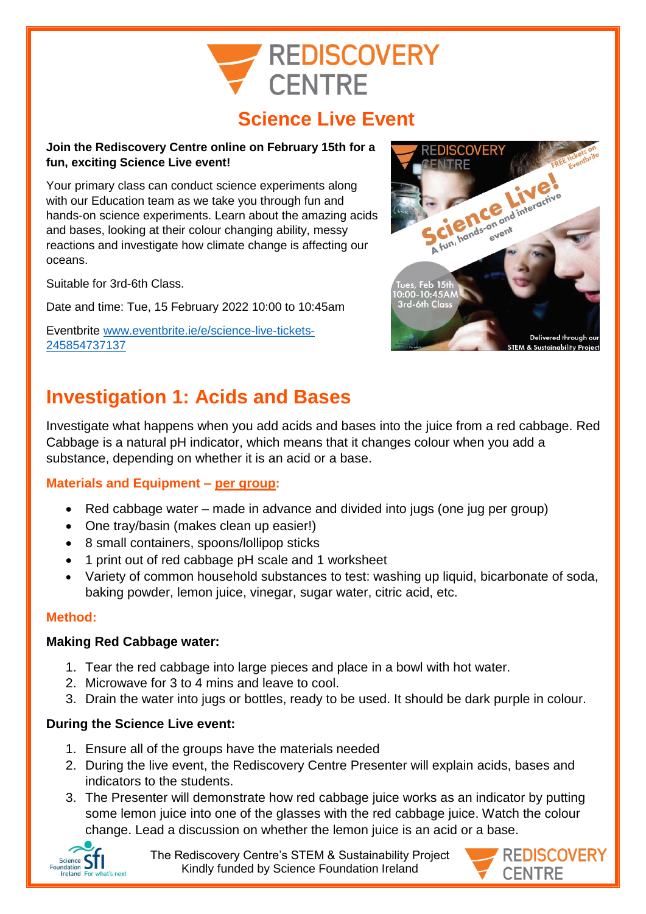# Science Live Event

**Join the Rediscovery Centre online on February 15th for a fun, exciting Science Live event!**

Your primary class can conduct science experiments along with our Education team as we take you through fun and hands-on science experiments. Learn about the amazing acids and bases, looking at their colour changing ability, messy reactions and investigate how climate change is affecting our oceans.

Suitable for 3rd-6th Class.

Date and time: Tue, 15 February 2022 10:00 to 10:45am

Eventbrite www.eventbrite.ie/e/science-live-tickets-245854737137

## Investigation 1: Acids and Bases

Investigate what happens when you add acids and bases into the juice from a red cabbage. Red Cabbage is a natural pH indicator, which means that it changes colour when you add a substance, depending on whether it is an acid or a base.

### Materials and Equipment – per group:

- Red cabbage water – made in advance and divided into jugs (one jug per group)
- One tray/basin (makes clean up easier!)
- 8 small containers, spoons/lollipop sticks
- 1 print out of red cabbage pH scale and 1 worksheet
- Variety of common household substances to test: washing up liquid, bicarbonate of soda, baking powder, lemon juice, vinegar, sugar water, citric acid, etc.

### Method:

**Making Red Cabbage water:**

1. Tear the red cabbage into large pieces and place in a bowl with hot water.
2. Microwave for 3 to 4 mins and leave to cool.
3. Drain the water into jugs or bottles, ready to be used. It should be dark purple in colour.

**During the Science Live event:**

1. Ensure all of the groups have the materials needed
2. During the live event, the Rediscovery Centre Presenter will explain acids, bases and indicators to the students.
3. The Presenter will demonstrate how red cabbage juice works as an indicator by putting some lemon juice into one of the glasses with the red cabbage juice. Watch the colour change. Lead a discussion on whether the lemon juice is an acid or a base.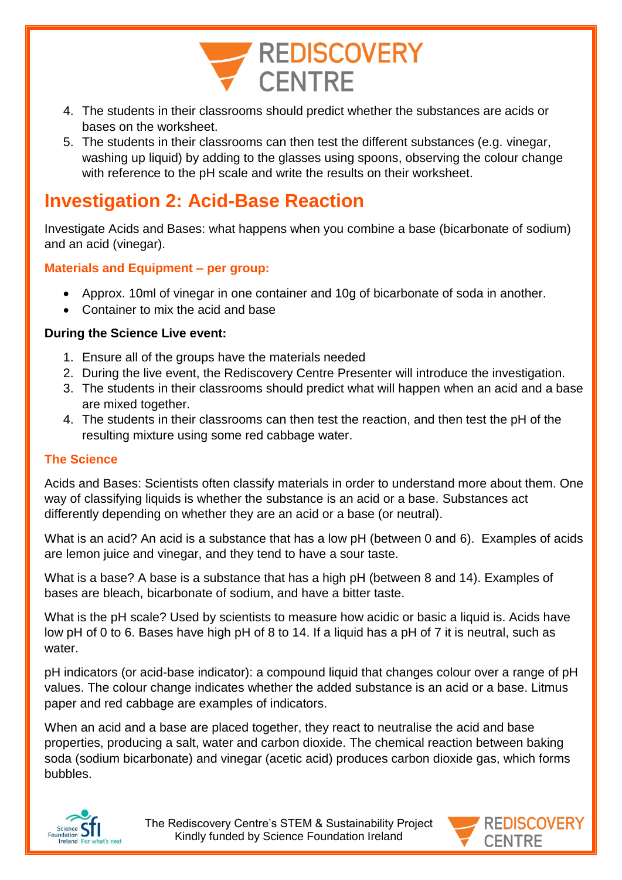4. The students in their classrooms should predict whether the substances are acids or bases on the worksheet.
5. The students in their classrooms can then test the different substances (e.g. vinegar, washing up liquid) by adding to the glasses using spoons, observing the colour change with reference to the pH scale and write the results on their worksheet.

## Investigation 2: Acid-Base Reaction

Investigate Acids and Bases: what happens when you combine a base (bicarbonate of sodium) and an acid (vinegar).

### Materials and Equipment – per group:

- Approx. 10ml of vinegar in one container and 10g of bicarbonate of soda in another.
- Container to mix the acid and base

**During the Science Live event:**

1. Ensure all of the groups have the materials needed
2. During the live event, the Rediscovery Centre Presenter will introduce the investigation.
3. The students in their classrooms should predict what will happen when an acid and a base are mixed together.
4. The students in their classrooms can then test the reaction, and then test the pH of the resulting mixture using some red cabbage water.

### The Science

Acids and Bases: Scientists often classify materials in order to understand more about them. One way of classifying liquids is whether the substance is an acid or a base. Substances act differently depending on whether they are an acid or a base (or neutral).

What is an acid? An acid is a substance that has a low pH (between 0 and 6). Examples of acids are lemon juice and vinegar, and they tend to have a sour taste.

What is a base? A base is a substance that has a high pH (between 8 and 14). Examples of bases are bleach, bicarbonate of sodium, and have a bitter taste.

What is the pH scale? Used by scientists to measure how acidic or basic a liquid is. Acids have low pH of 0 to 6. Bases have high pH of 8 to 14. If a liquid has a pH of 7 it is neutral, such as water.

pH indicators (or acid-base indicator): a compound liquid that changes colour over a range of pH values. The colour change indicates whether the added substance is an acid or a base. Litmus paper and red cabbage are examples of indicators.

When an acid and a base are placed together, they react to neutralise the acid and base properties, producing a salt, water and carbon dioxide. The chemical reaction between baking soda (sodium bicarbonate) and vinegar (acetic acid) produces carbon dioxide gas, which forms bubbles.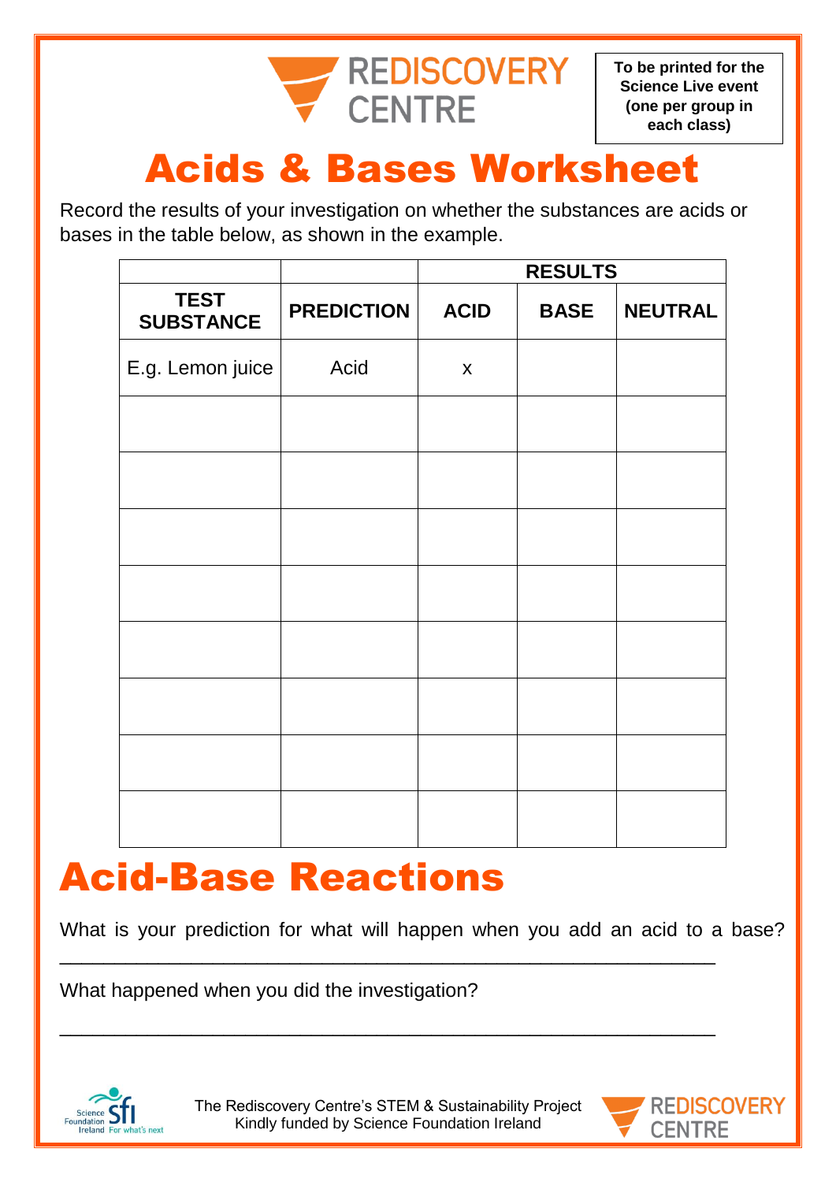REDISCOVERY CENTRE

**To be printed for the Science Live event (one per group in each class)**

# Acids & Bases Worksheet

Record the results of your investigation on whether the substances are acids or bases in the table below, as shown in the example.

| | | RESULTS | | |
|---|---|---|---|---|
| **TEST SUBSTANCE** | **PREDICTION** | **ACID** | **BASE** | **NEUTRAL** |
| E.g. Lemon juice | Acid | x | | |
| | | | | |
| | | | | |
| | | | | |
| | | | | |
| | | | | |
| | | | | |
| | | | | |
| | | | | |

# Acid-Base Reactions

What is your prediction for what will happen when you add an acid to a base?

_______________________________________________________________

What happened when you did the investigation?

_______________________________________________________________

The Rediscovery Centre's STEM & Sustainability Project
Kindly funded by Science Foundation Ireland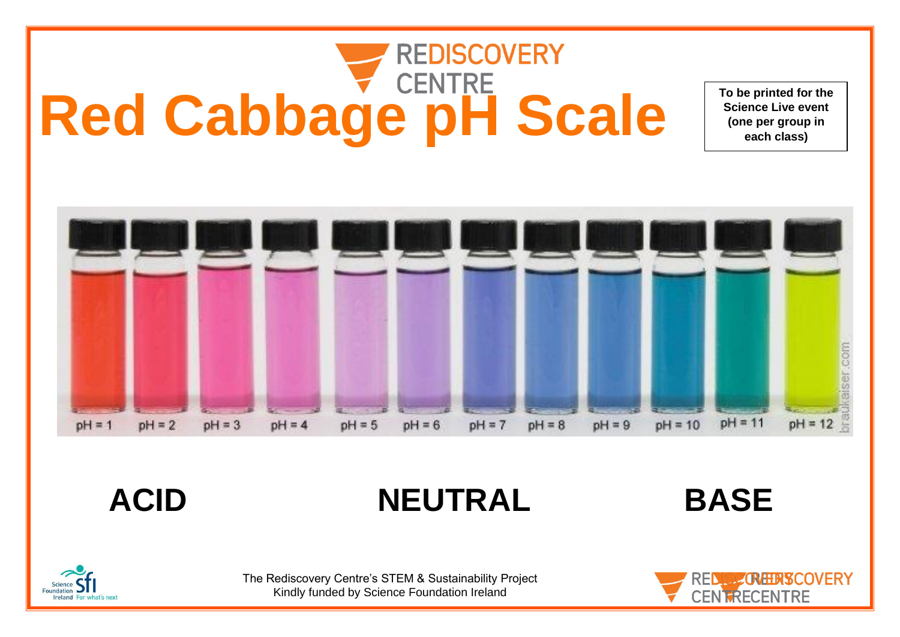REDISCOVERY CENTRE

# Red Cabbage pH Scale

**To be printed for the Science Live event (one per group in each class)**

pH = 1
pH = 2
pH = 3
pH = 4
pH = 5
pH = 6
pH = 7
pH = 8
pH = 9
pH = 10
pH = 11
pH = 12

braukaiser.com

**ACID** **NEUTRAL** **BASE**

The Rediscovery Centre's STEM & Sustainability Project
Kindly funded by Science Foundation Ireland